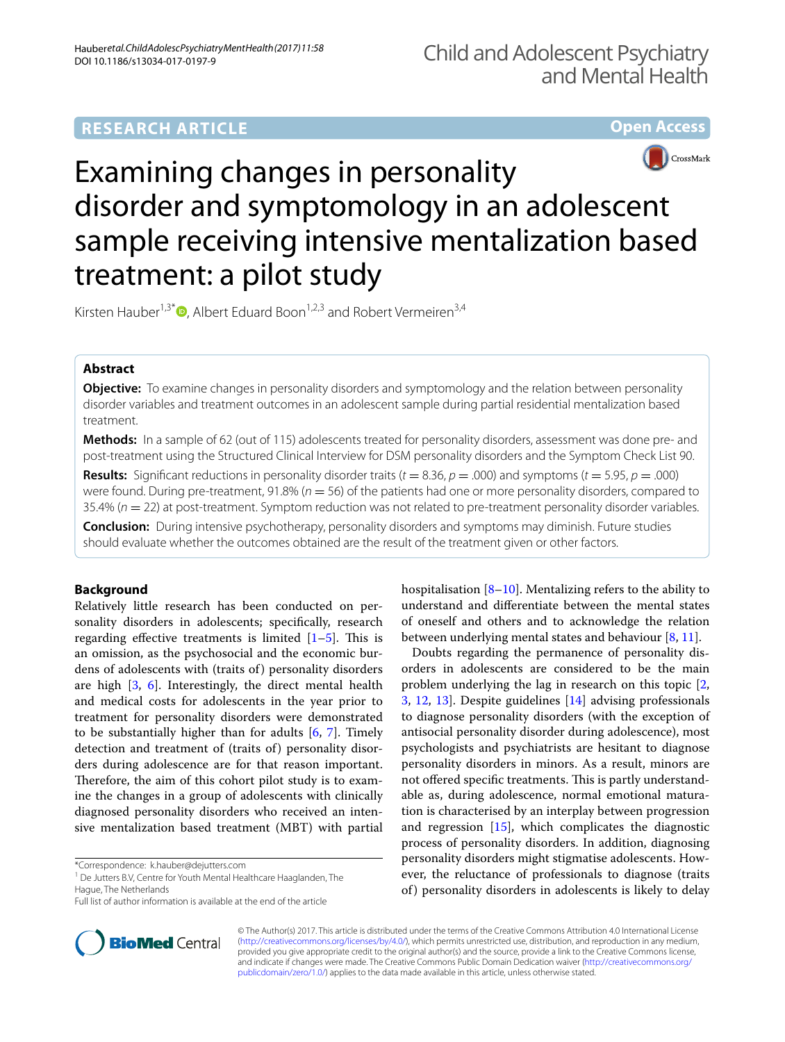RESEARCH ARTICLE

Open Access

# Examining changes in personality disorder and symptomology in an adolescent sample receiving intensive mentalization based treatment: a pilot study

Kirsten Hauber[1,3*], Albert Eduard Boon[1,2,3] and Robert Vermeiren[3,4]

## Abstract

**Objective:** To examine changes in personality disorders and symptomology and the relation between personality disorder variables and treatment outcomes in an adolescent sample during partial residential mentalization based treatment.

**Methods:** In a sample of 62 (out of 115) adolescents treated for personality disorders, assessment was done pre- and post-treatment using the Structured Clinical Interview for DSM personality disorders and the Symptom Check List 90.

**Results:** Significant reductions in personality disorder traits ($t = 8.36$, $p = .000$) and symptoms ($t = 5.95$, $p = .000$) were found. During pre-treatment, 91.8% ($n = 56$) of the patients had one or more personality disorders, compared to 35.4% ($n = 22$) at post-treatment. Symptom reduction was not related to pre-treatment personality disorder variables.

**Conclusion:** During intensive psychotherapy, personality disorders and symptoms may diminish. Future studies should evaluate whether the outcomes obtained are the result of the treatment given or other factors.

## Background

Relatively little research has been conducted on personality disorders in adolescents; specifically, research regarding effective treatments is limited [1–5]. This is an omission, as the psychosocial and the economic burdens of adolescents with (traits of) personality disorders are high [3, 6]. Interestingly, the direct mental health and medical costs for adolescents in the year prior to treatment for personality disorders were demonstrated to be substantially higher than for adults [6, 7]. Timely detection and treatment of (traits of) personality disorders during adolescence are for that reason important. Therefore, the aim of this cohort pilot study is to examine the changes in a group of adolescents with clinically diagnosed personality disorders who received an intensive mentalization based treatment (MBT) with partial hospitalisation [8–10]. Mentalizing refers to the ability to understand and differentiate between the mental states of oneself and others and to acknowledge the relation between underlying mental states and behaviour [8, 11].

Doubts regarding the permanence of personality disorders in adolescents are considered to be the main problem underlying the lag in research on this topic [2, 3, 12, 13]. Despite guidelines [14] advising professionals to diagnose personality disorders (with the exception of antisocial personality disorder during adolescence), most psychologists and psychiatrists are hesitant to diagnose personality disorders in minors. As a result, minors are not offered specific treatments. This is partly understandable as, during adolescence, normal emotional maturation is characterised by an interplay between progression and regression [15], which complicates the diagnostic process of personality disorders. In addition, diagnosing personality disorders might stigmatise adolescents. However, the reluctance of professionals to diagnose (traits of) personality disorders in adolescents is likely to delay

*Correspondence: k.hauber@dejutters.com
[1] De Jutters B.V, Centre for Youth Mental Healthcare Haaglanden, The Hague, The Netherlands
Full list of author information is available at the end of the article

© The Author(s) 2017. This article is distributed under the terms of the Creative Commons Attribution 4.0 International License (http://creativecommons.org/licenses/by/4.0/), which permits unrestricted use, distribution, and reproduction in any medium, provided you give appropriate credit to the original author(s) and the source, provide a link to the Creative Commons license, and indicate if changes were made. The Creative Commons Public Domain Dedication waiver (http://creativecommons.org/publicdomain/zero/1.0/) applies to the data made available in this article, unless otherwise stated.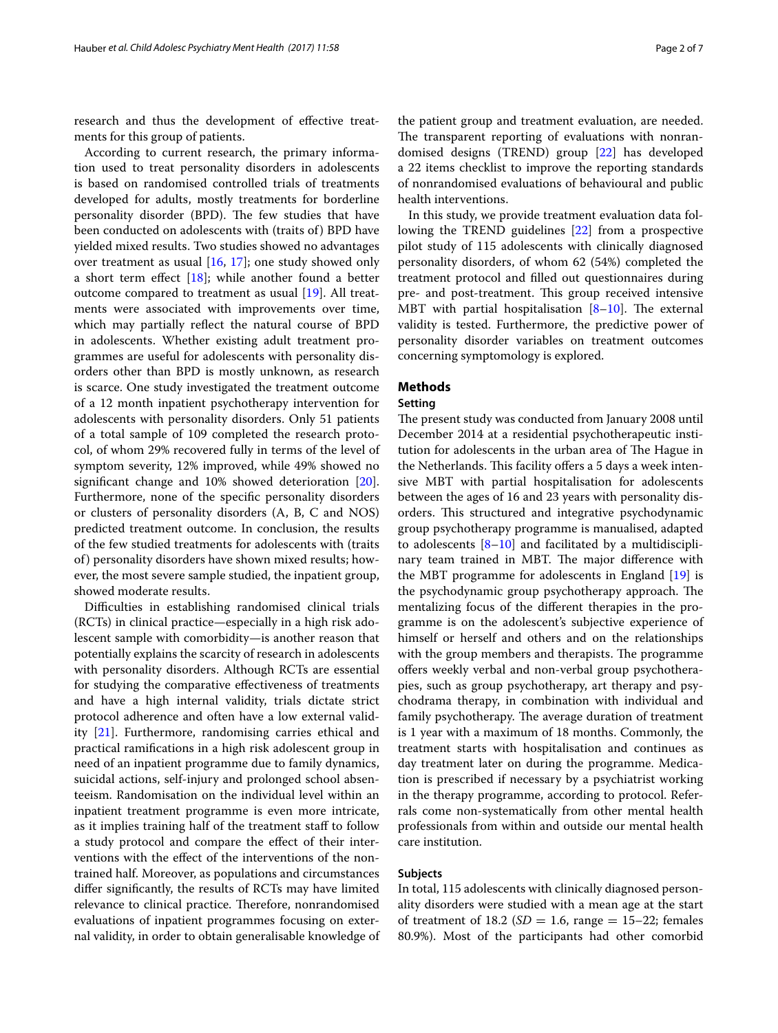research and thus the development of effective treatments for this group of patients.

According to current research, the primary information used to treat personality disorders in adolescents is based on randomised controlled trials of treatments developed for adults, mostly treatments for borderline personality disorder (BPD). The few studies that have been conducted on adolescents with (traits of) BPD have yielded mixed results. Two studies showed no advantages over treatment as usual [16, 17]; one study showed only a short term effect [18]; while another found a better outcome compared to treatment as usual [19]. All treatments were associated with improvements over time, which may partially reflect the natural course of BPD in adolescents. Whether existing adult treatment programmes are useful for adolescents with personality disorders other than BPD is mostly unknown, as research is scarce. One study investigated the treatment outcome of a 12 month inpatient psychotherapy intervention for adolescents with personality disorders. Only 51 patients of a total sample of 109 completed the research protocol, of whom 29% recovered fully in terms of the level of symptom severity, 12% improved, while 49% showed no significant change and 10% showed deterioration [20]. Furthermore, none of the specific personality disorders or clusters of personality disorders (A, B, C and NOS) predicted treatment outcome. In conclusion, the results of the few studied treatments for adolescents with (traits of) personality disorders have shown mixed results; however, the most severe sample studied, the inpatient group, showed moderate results.

Difficulties in establishing randomised clinical trials (RCTs) in clinical practice—especially in a high risk adolescent sample with comorbidity—is another reason that potentially explains the scarcity of research in adolescents with personality disorders. Although RCTs are essential for studying the comparative effectiveness of treatments and have a high internal validity, trials dictate strict protocol adherence and often have a low external validity [21]. Furthermore, randomising carries ethical and practical ramifications in a high risk adolescent group in need of an inpatient programme due to family dynamics, suicidal actions, self-injury and prolonged school absenteeism. Randomisation on the individual level within an inpatient treatment programme is even more intricate, as it implies training half of the treatment staff to follow a study protocol and compare the effect of their interventions with the effect of the interventions of the non-trained half. Moreover, as populations and circumstances differ significantly, the results of RCTs may have limited relevance to clinical practice. Therefore, nonrandomised evaluations of inpatient programmes focusing on external validity, in order to obtain generalisable knowledge of the patient group and treatment evaluation, are needed. The transparent reporting of evaluations with nonrandomised designs (TREND) group [22] has developed a 22 items checklist to improve the reporting standards of nonrandomised evaluations of behavioural and public health interventions.

In this study, we provide treatment evaluation data following the TREND guidelines [22] from a prospective pilot study of 115 adolescents with clinically diagnosed personality disorders, of whom 62 (54%) completed the treatment protocol and filled out questionnaires during pre- and post-treatment. This group received intensive MBT with partial hospitalisation [8–10]. The external validity is tested. Furthermore, the predictive power of personality disorder variables on treatment outcomes concerning symptomology is explored.

## Methods

### Setting

The present study was conducted from January 2008 until December 2014 at a residential psychotherapeutic institution for adolescents in the urban area of The Hague in the Netherlands. This facility offers a 5 days a week intensive MBT with partial hospitalisation for adolescents between the ages of 16 and 23 years with personality disorders. This structured and integrative psychodynamic group psychotherapy programme is manualised, adapted to adolescents [8–10] and facilitated by a multidisciplinary team trained in MBT. The major difference with the MBT programme for adolescents in England [19] is the psychodynamic group psychotherapy approach. The mentalizing focus of the different therapies in the programme is on the adolescent's subjective experience of himself or herself and others and on the relationships with the group members and therapists. The programme offers weekly verbal and non-verbal group psychotherapies, such as group psychotherapy, art therapy and psychodrama therapy, in combination with individual and family psychotherapy. The average duration of treatment is 1 year with a maximum of 18 months. Commonly, the treatment starts with hospitalisation and continues as day treatment later on during the programme. Medication is prescribed if necessary by a psychiatrist working in the therapy programme, according to protocol. Referrals come non-systematically from other mental health professionals from within and outside our mental health care institution.

### Subjects

In total, 115 adolescents with clinically diagnosed personality disorders were studied with a mean age at the start of treatment of 18.2 ($SD$ = 1.6, range = 15–22; females 80.9%). Most of the participants had other comorbid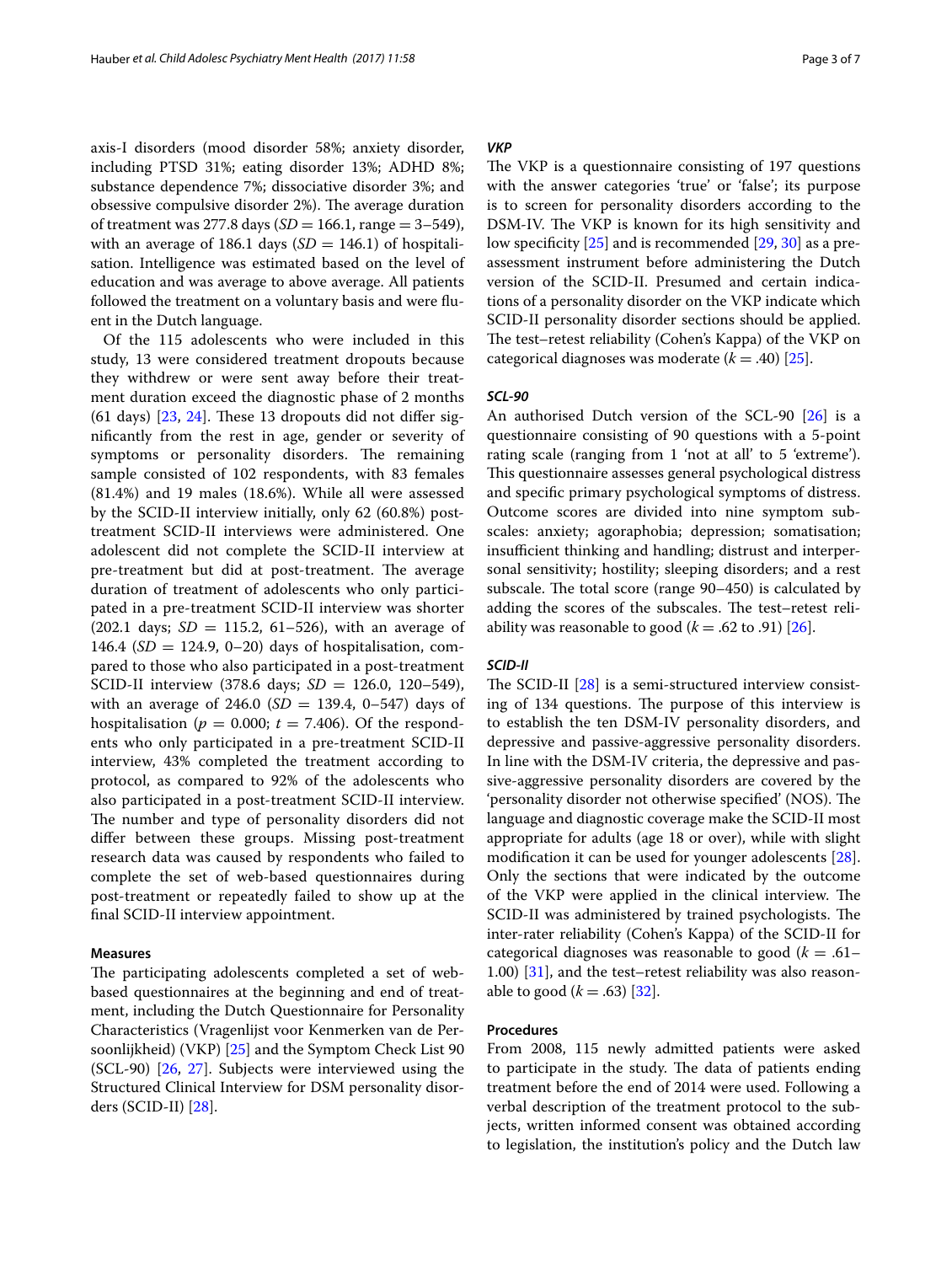axis-I disorders (mood disorder 58%; anxiety disorder, including PTSD 31%; eating disorder 13%; ADHD 8%; substance dependence 7%; dissociative disorder 3%; and obsessive compulsive disorder 2%). The average duration of treatment was 277.8 days ($SD = 166.1$, range = 3–549), with an average of 186.1 days ($SD = 146.1$) of hospitalisation. Intelligence was estimated based on the level of education and was average to above average. All patients followed the treatment on a voluntary basis and were fluent in the Dutch language.

Of the 115 adolescents who were included in this study, 13 were considered treatment dropouts because they withdrew or were sent away before their treatment duration exceed the diagnostic phase of 2 months (61 days) [23, 24]. These 13 dropouts did not differ significantly from the rest in age, gender or severity of symptoms or personality disorders. The remaining sample consisted of 102 respondents, with 83 females (81.4%) and 19 males (18.6%). While all were assessed by the SCID-II interview initially, only 62 (60.8%) post-treatment SCID-II interviews were administered. One adolescent did not complete the SCID-II interview at pre-treatment but did at post-treatment. The average duration of treatment of adolescents who only participated in a pre-treatment SCID-II interview was shorter (202.1 days; $SD = 115.2$, 61–526), with an average of 146.4 ($SD = 124.9$, 0–20) days of hospitalisation, compared to those who also participated in a post-treatment SCID-II interview (378.6 days; $SD = 126.0$, 120–549), with an average of 246.0 ($SD = 139.4$, 0–547) days of hospitalisation ($p = 0.000$; $t = 7.406$). Of the respondents who only participated in a pre-treatment SCID-II interview, 43% completed the treatment according to protocol, as compared to 92% of the adolescents who also participated in a post-treatment SCID-II interview. The number and type of personality disorders did not differ between these groups. Missing post-treatment research data was caused by respondents who failed to complete the set of web-based questionnaires during post-treatment or repeatedly failed to show up at the final SCID-II interview appointment.

### Measures

The participating adolescents completed a set of web-based questionnaires at the beginning and end of treatment, including the Dutch Questionnaire for Personality Characteristics (Vragenlijst voor Kenmerken van de Persoonlijkheid) (VKP) [25] and the Symptom Check List 90 (SCL-90) [26, 27]. Subjects were interviewed using the Structured Clinical Interview for DSM personality disorders (SCID-II) [28].

#### *VKP*

The VKP is a questionnaire consisting of 197 questions with the answer categories 'true' or 'false'; its purpose is to screen for personality disorders according to the DSM-IV. The VKP is known for its high sensitivity and low specificity [25] and is recommended [29, 30] as a pre-assessment instrument before administering the Dutch version of the SCID-II. Presumed and certain indications of a personality disorder on the VKP indicate which SCID-II personality disorder sections should be applied. The test–retest reliability (Cohen's Kappa) of the VKP on categorical diagnoses was moderate ($k = .40$) [25].

#### *SCL-90*

An authorised Dutch version of the SCL-90 [26] is a questionnaire consisting of 90 questions with a 5-point rating scale (ranging from 1 'not at all' to 5 'extreme'). This questionnaire assesses general psychological distress and specific primary psychological symptoms of distress. Outcome scores are divided into nine symptom subscales: anxiety; agoraphobia; depression; somatisation; insufficient thinking and handling; distrust and interpersonal sensitivity; hostility; sleeping disorders; and a rest subscale. The total score (range 90–450) is calculated by adding the scores of the subscales. The test–retest reliability was reasonable to good ($k = .62$ to $.91$) [26].

#### *SCID-II*

The SCID-II [28] is a semi-structured interview consisting of 134 questions. The purpose of this interview is to establish the ten DSM-IV personality disorders, and depressive and passive-aggressive personality disorders. In line with the DSM-IV criteria, the depressive and passive-aggressive personality disorders are covered by the 'personality disorder not otherwise specified' (NOS). The language and diagnostic coverage make the SCID-II most appropriate for adults (age 18 or over), while with slight modification it can be used for younger adolescents [28]. Only the sections that were indicated by the outcome of the VKP were applied in the clinical interview. The SCID-II was administered by trained psychologists. The inter-rater reliability (Cohen's Kappa) of the SCID-II for categorical diagnoses was reasonable to good ($k = .61$–$1.00$) [31], and the test–retest reliability was also reasonable to good ($k = .63$) [32].

### Procedures

From 2008, 115 newly admitted patients were asked to participate in the study. The data of patients ending treatment before the end of 2014 were used. Following a verbal description of the treatment protocol to the subjects, written informed consent was obtained according to legislation, the institution's policy and the Dutch law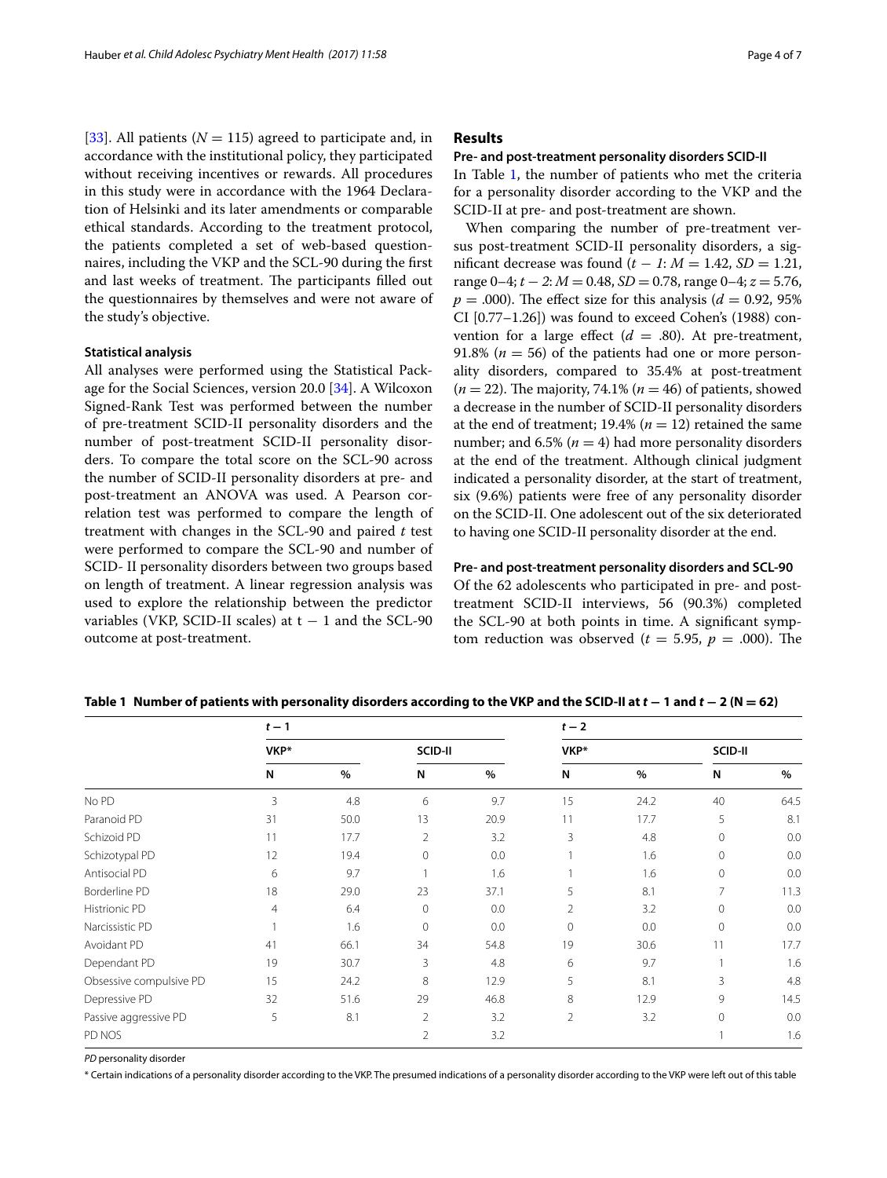[33]. All patients ($N = 115$) agreed to participate and, in accordance with the institutional policy, they participated without receiving incentives or rewards. All procedures in this study were in accordance with the 1964 Declaration of Helsinki and its later amendments or comparable ethical standards. According to the treatment protocol, the patients completed a set of web-based questionnaires, including the VKP and the SCL-90 during the first and last weeks of treatment. The participants filled out the questionnaires by themselves and were not aware of the study's objective.

### Statistical analysis

All analyses were performed using the Statistical Package for the Social Sciences, version 20.0 [34]. A Wilcoxon Signed-Rank Test was performed between the number of pre-treatment SCID-II personality disorders and the number of post-treatment SCID-II personality disorders. To compare the total score on the SCL-90 across the number of SCID-II personality disorders at pre- and post-treatment an ANOVA was used. A Pearson correlation test was performed to compare the length of treatment with changes in the SCL-90 and paired *t* test were performed to compare the SCL-90 and number of SCID- II personality disorders between two groups based on length of treatment. A linear regression analysis was used to explore the relationship between the predictor variables (VKP, SCID-II scales) at $t - 1$ and the SCL-90 outcome at post-treatment.

## Results

### Pre- and post-treatment personality disorders SCID-II

In Table 1, the number of patients who met the criteria for a personality disorder according to the VKP and the SCID-II at pre- and post-treatment are shown.

When comparing the number of pre-treatment versus post-treatment SCID-II personality disorders, a significant decrease was found ($t - 1$: $M = 1.42$, $SD = 1.21$, range 0–4; $t - 2$: $M = 0.48$, $SD = 0.78$, range 0–4; $z = 5.76$, $p = .000$). The effect size for this analysis ($d = 0.92$, 95% CI [0.77–1.26]) was found to exceed Cohen's (1988) convention for a large effect ($d = .80$). At pre-treatment, 91.8% ($n = 56$) of the patients had one or more personality disorders, compared to 35.4% at post-treatment ($n = 22$). The majority, 74.1% ($n = 46$) of patients, showed a decrease in the number of SCID-II personality disorders at the end of treatment; 19.4% ($n = 12$) retained the same number; and 6.5% ($n = 4$) had more personality disorders at the end of the treatment. Although clinical judgment indicated a personality disorder, at the start of treatment, six (9.6%) patients were free of any personality disorder on the SCID-II. One adolescent out of the six deteriorated to having one SCID-II personality disorder at the end.

### Pre- and post-treatment personality disorders and SCL-90

Of the 62 adolescents who participated in pre- and post-treatment SCID-II interviews, 56 (90.3%) completed the SCL-90 at both points in time. A significant symptom reduction was observed ($t = 5.95$, $p = .000$). The

**Table 1 Number of patients with personality disorders according to the VKP and the SCID-II at $t - 1$ and $t - 2$ (N = 62)**

| | $t - 1$ | | | | $t - 2$ | | | |
|---|---|---|---|---|---|---|---|---|
| | VKP* | | SCID-II | | VKP* | | SCID-II | |
| | N | % | N | % | N | % | N | % |
| No PD | 3 | 4.8 | 6 | 9.7 | 15 | 24.2 | 40 | 64.5 |
| Paranoid PD | 31 | 50.0 | 13 | 20.9 | 11 | 17.7 | 5 | 8.1 |
| Schizoid PD | 11 | 17.7 | 2 | 3.2 | 3 | 4.8 | 0 | 0.0 |
| Schizotypal PD | 12 | 19.4 | 0 | 0.0 | 1 | 1.6 | 0 | 0.0 |
| Antisocial PD | 6 | 9.7 | 1 | 1.6 | 1 | 1.6 | 0 | 0.0 |
| Borderline PD | 18 | 29.0 | 23 | 37.1 | 5 | 8.1 | 7 | 11.3 |
| Histrionic PD | 4 | 6.4 | 0 | 0.0 | 2 | 3.2 | 0 | 0.0 |
| Narcissistic PD | 1 | 1.6 | 0 | 0.0 | 0 | 0.0 | 0 | 0.0 |
| Avoidant PD | 41 | 66.1 | 34 | 54.8 | 19 | 30.6 | 11 | 17.7 |
| Dependant PD | 19 | 30.7 | 3 | 4.8 | 6 | 9.7 | 1 | 1.6 |
| Obsessive compulsive PD | 15 | 24.2 | 8 | 12.9 | 5 | 8.1 | 3 | 4.8 |
| Depressive PD | 32 | 51.6 | 29 | 46.8 | 8 | 12.9 | 9 | 14.5 |
| Passive aggressive PD | 5 | 8.1 | 2 | 3.2 | 2 | 3.2 | 0 | 0.0 |
| PD NOS | | | 2 | 3.2 | | | 1 | 1.6 |

*PD* personality disorder

* Certain indications of a personality disorder according to the VKP. The presumed indications of a personality disorder according to the VKP were left out of this table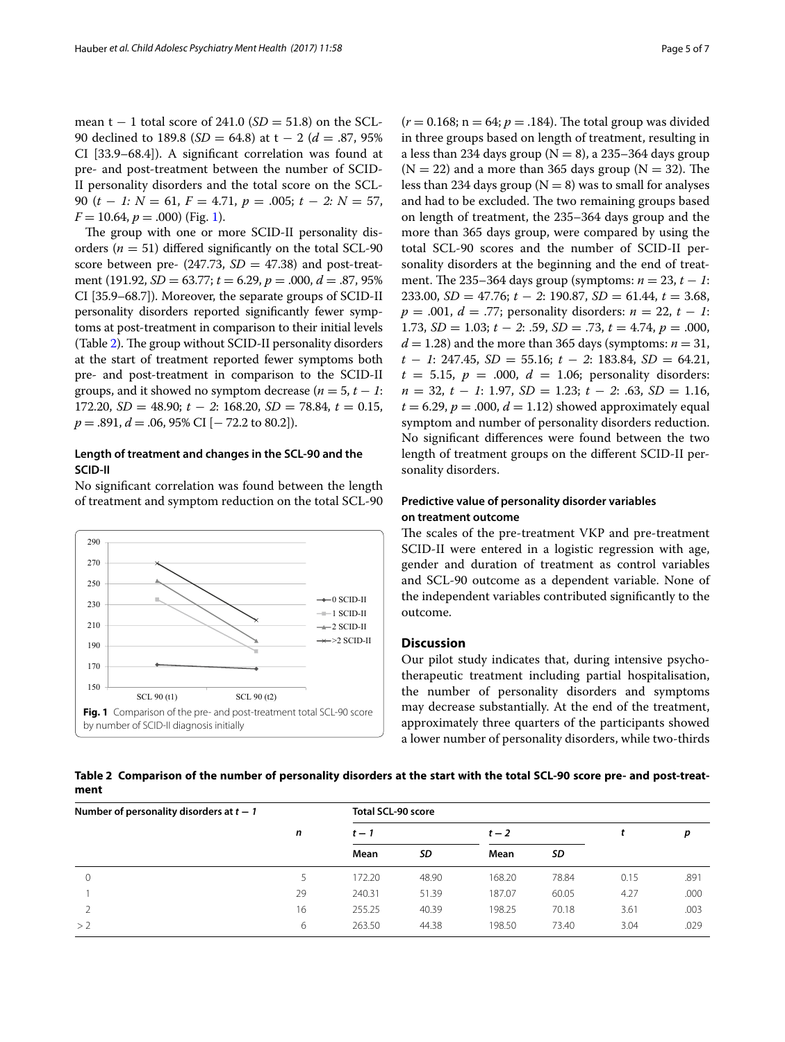mean t − 1 total score of 241.0 ($SD = 51.8$) on the SCL-90 declined to 189.8 ($SD = 64.8$) at t − 2 ($d = .87$, 95% CI [33.9–68.4]). A significant correlation was found at pre- and post-treatment between the number of SCID-II personality disorders and the total score on the SCL-90 ($t-1$: $N = 61$, $F = 4.71$, $p = .005$; $t-2$: $N = 57$, $F = 10.64$, $p = .000$) (Fig. 1).

The group with one or more SCID-II personality disorders ($n = 51$) differed significantly on the total SCL-90 score between pre- (247.73, $SD = 47.38$) and post-treatment (191.92, $SD = 63.77$; $t = 6.29$, $p = .000$, $d = .87$, 95% CI [35.9–68.7]). Moreover, the separate groups of SCID-II personality disorders reported significantly fewer symptoms at post-treatment in comparison to their initial levels (Table 2). The group without SCID-II personality disorders at the start of treatment reported fewer symptoms both pre- and post-treatment in comparison to the SCID-II groups, and it showed no symptom decrease ($n = 5$, $t-1$: 172.20, $SD = 48.90$; $t-2$: 168.20, $SD = 78.84$, $t = 0.15$, $p = .891$, $d = .06$, 95% CI [− 72.2 to 80.2]).

### Length of treatment and changes in the SCL-90 and the SCID-II

No significant correlation was found between the length of treatment and symptom reduction on the total SCL-90 ($r = 0.168$; $n = 64$; $p = .184$). The total group was divided in three groups based on length of treatment, resulting in a less than 234 days group ($N = 8$), a 235–364 days group ($N = 22$) and a more than 365 days group ($N = 32$). The less than 234 days group ($N = 8$) was to small for analyses and had to be excluded. The two remaining groups based on length of treatment, the 235–364 days group and the more than 365 days group, were compared by using the total SCL-90 scores and the number of SCID-II personality disorders at the beginning and the end of treatment. The 235–364 days group (symptoms: $n = 23$, $t-1$: 233.00, $SD = 47.76$; $t-2$: 190.87, $SD = 61.44$, $t = 3.68$, $p = .001$, $d = .77$; personality disorders: $n = 22$, $t-1$: 1.73, $SD = 1.03$; $t-2$: .59, $SD = .73$, $t = 4.74$, $p = .000$, $d = 1.28$) and the more than 365 days (symptoms: $n = 31$, $t-1$: 247.45, $SD = 55.16$; $t-2$: 183.84, $SD = 64.21$, $t = 5.15$, $p = .000$, $d = 1.06$; personality disorders: $n = 32$, $t-1$: 1.97, $SD = 1.23$; $t-2$: .63, $SD = 1.16$, $t = 6.29$, $p = .000$, $d = 1.12$) showed approximately equal symptom and number of personality disorders reduction. No significant differences were found between the two length of treatment groups on the different SCID-II personality disorders.

**Fig. 1** Comparison of the pre- and post-treatment total SCL-90 score by number of SCID-II diagnosis initially

### Predictive value of personality disorder variables on treatment outcome

The scales of the pre-treatment VKP and pre-treatment SCID-II were entered in a logistic regression with age, gender and duration of treatment as control variables and SCL-90 outcome as a dependent variable. None of the independent variables contributed significantly to the outcome.

## Discussion

Our pilot study indicates that, during intensive psychotherapeutic treatment including partial hospitalisation, the number of personality disorders and symptoms may decrease substantially. At the end of the treatment, approximately three quarters of the participants showed a lower number of personality disorders, while two-thirds

**Table 2 Comparison of the number of personality disorders at the start with the total SCL-90 score pre- and post-treatment**

| Number of personality disorders at $t-1$ | $n$ | Total SCL-90 score | | | | | |
|---|---|---|---|---|---|---|---|
| | | $t-1$ | | $t-2$ | | $t$ | $p$ |
| | | Mean | SD | Mean | SD | | |
| 0 | 5 | 172.20 | 48.90 | 168.20 | 78.84 | 0.15 | .891 |
| 1 | 29 | 240.31 | 51.39 | 187.07 | 60.05 | 4.27 | .000 |
| 2 | 16 | 255.25 | 40.39 | 198.25 | 70.18 | 3.61 | .003 |
| > 2 | 6 | 263.50 | 44.38 | 198.50 | 73.40 | 3.04 | .029 |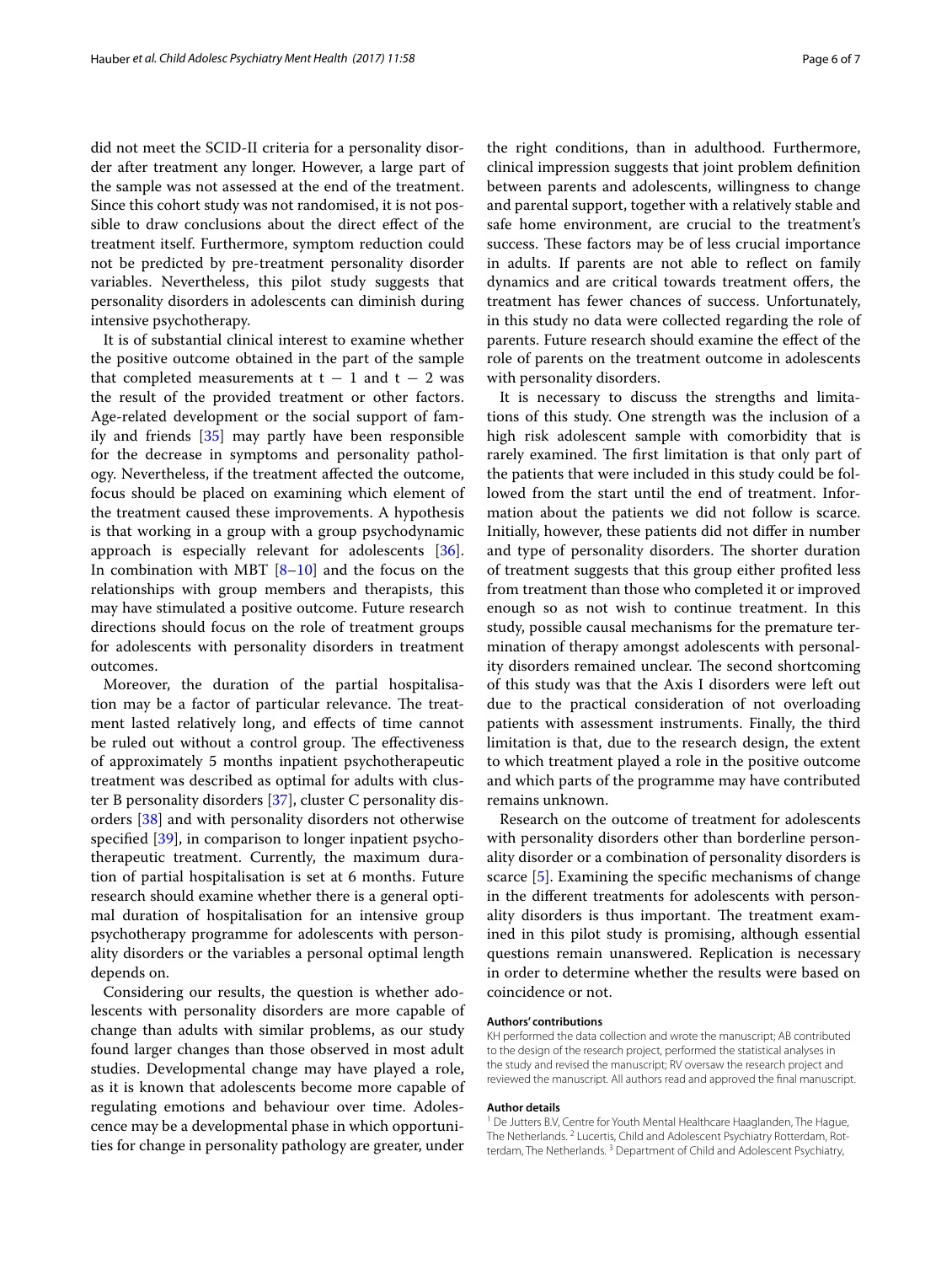did not meet the SCID-II criteria for a personality disorder after treatment any longer. However, a large part of the sample was not assessed at the end of the treatment. Since this cohort study was not randomised, it is not possible to draw conclusions about the direct effect of the treatment itself. Furthermore, symptom reduction could not be predicted by pre-treatment personality disorder variables. Nevertheless, this pilot study suggests that personality disorders in adolescents can diminish during intensive psychotherapy.

It is of substantial clinical interest to examine whether the positive outcome obtained in the part of the sample that completed measurements at $t-1$ and $t-2$ was the result of the provided treatment or other factors. Age-related development or the social support of family and friends [35] may partly have been responsible for the decrease in symptoms and personality pathology. Nevertheless, if the treatment affected the outcome, focus should be placed on examining which element of the treatment caused these improvements. A hypothesis is that working in a group with a group psychodynamic approach is especially relevant for adolescents [36]. In combination with MBT [8–10] and the focus on the relationships with group members and therapists, this may have stimulated a positive outcome. Future research directions should focus on the role of treatment groups for adolescents with personality disorders in treatment outcomes.

Moreover, the duration of the partial hospitalisation may be a factor of particular relevance. The treatment lasted relatively long, and effects of time cannot be ruled out without a control group. The effectiveness of approximately 5 months inpatient psychotherapeutic treatment was described as optimal for adults with cluster B personality disorders [37], cluster C personality disorders [38] and with personality disorders not otherwise specified [39], in comparison to longer inpatient psychotherapeutic treatment. Currently, the maximum duration of partial hospitalisation is set at 6 months. Future research should examine whether there is a general optimal duration of hospitalisation for an intensive group psychotherapy programme for adolescents with personality disorders or the variables a personal optimal length depends on.

Considering our results, the question is whether adolescents with personality disorders are more capable of change than adults with similar problems, as our study found larger changes than those observed in most adult studies. Developmental change may have played a role, as it is known that adolescents become more capable of regulating emotions and behaviour over time. Adolescence may be a developmental phase in which opportunities for change in personality pathology are greater, under the right conditions, than in adulthood. Furthermore, clinical impression suggests that joint problem definition between parents and adolescents, willingness to change and parental support, together with a relatively stable and safe home environment, are crucial to the treatment's success. These factors may be of less crucial importance in adults. If parents are not able to reflect on family dynamics and are critical towards treatment offers, the treatment has fewer chances of success. Unfortunately, in this study no data were collected regarding the role of parents. Future research should examine the effect of the role of parents on the treatment outcome in adolescents with personality disorders.

It is necessary to discuss the strengths and limitations of this study. One strength was the inclusion of a high risk adolescent sample with comorbidity that is rarely examined. The first limitation is that only part of the patients that were included in this study could be followed from the start until the end of treatment. Information about the patients we did not follow is scarce. Initially, however, these patients did not differ in number and type of personality disorders. The shorter duration of treatment suggests that this group either profited less from treatment than those who completed it or improved enough so as not wish to continue treatment. In this study, possible causal mechanisms for the premature termination of therapy amongst adolescents with personality disorders remained unclear. The second shortcoming of this study was that the Axis I disorders were left out due to the practical consideration of not overloading patients with assessment instruments. Finally, the third limitation is that, due to the research design, the extent to which treatment played a role in the positive outcome and which parts of the programme may have contributed remains unknown.

Research on the outcome of treatment for adolescents with personality disorders other than borderline personality disorder or a combination of personality disorders is scarce [5]. Examining the specific mechanisms of change in the different treatments for adolescents with personality disorders is thus important. The treatment examined in this pilot study is promising, although essential questions remain unanswered. Replication is necessary in order to determine whether the results were based on coincidence or not.

**Authors' contributions**

KH performed the data collection and wrote the manuscript; AB contributed to the design of the research project, performed the statistical analyses in the study and revised the manuscript; RV oversaw the research project and reviewed the manuscript. All authors read and approved the final manuscript.

**Author details**

[1] De Jutters B.V, Centre for Youth Mental Healthcare Haaglanden, The Hague, The Netherlands. [2] Lucertis, Child and Adolescent Psychiatry Rotterdam, Rotterdam, The Netherlands. [3] Department of Child and Adolescent Psychiatry,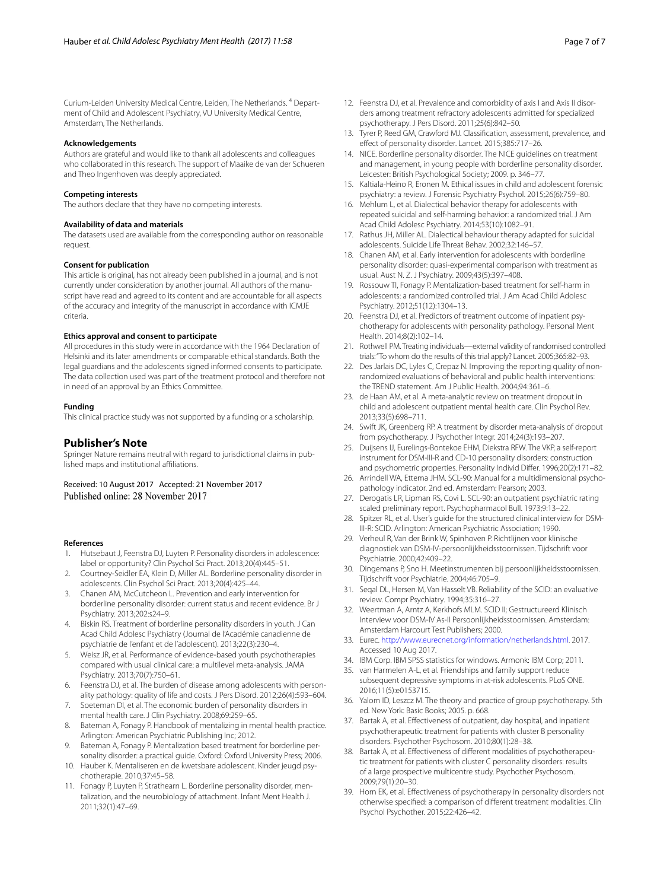Curium-Leiden University Medical Centre, Leiden, The Netherlands. [4] Department of Child and Adolescent Psychiatry, VU University Medical Centre, Amsterdam, The Netherlands.

**Acknowledgements**

Authors are grateful and would like to thank all adolescents and colleagues who collaborated in this research. The support of Maaike de van der Schueren and Theo Ingenhoven was deeply appreciated.

**Competing interests**

The authors declare that they have no competing interests.

**Availability of data and materials**

The datasets used are available from the corresponding author on reasonable request.

**Consent for publication**

This article is original, has not already been published in a journal, and is not currently under consideration by another journal. All authors of the manuscript have read and agreed to its content and are accountable for all aspects of the accuracy and integrity of the manuscript in accordance with ICMJE criteria.

**Ethics approval and consent to participate**

All procedures in this study were in accordance with the 1964 Declaration of Helsinki and its later amendments or comparable ethical standards. Both the legal guardians and the adolescents signed informed consents to participate. The data collection used was part of the treatment protocol and therefore not in need of an approval by an Ethics Committee.

**Funding**

This clinical practice study was not supported by a funding or a scholarship.

## Publisher's Note

Springer Nature remains neutral with regard to jurisdictional claims in published maps and institutional affiliations.

Received: 10 August 2017 Accepted: 21 November 2017
Published online: 28 November 2017

**References**

1. Hutsebaut J, Feenstra DJ, Luyten P. Personality disorders in adolescence: label or opportunity? Clin Psychol Sci Pract. 2013;20(4):445–51.
2. Courtney-Seidler EA, Klein D, Miller AL. Borderline personality disorder in adolescents. Clin Psychol Sci Pract. 2013;20(4):425–44.
3. Chanen AM, McCutcheon L. Prevention and early intervention for borderline personality disorder: current status and recent evidence. Br J Psychiatry. 2013;202:s24–9.
4. Biskin RS. Treatment of borderline personality disorders in youth. J Can Acad Child Adolesc Psychiatry (Journal de l'Académie canadienne de psychiatrie de l'enfant et de l'adolescent). 2013;22(3):230–4.
5. Weisz JR, et al. Performance of evidence-based youth psychotherapies compared with usual clinical care: a multilevel meta-analysis. JAMA Psychiatry. 2013;70(7):750–61.
6. Feenstra DJ, et al. The burden of disease among adolescents with personality pathology: quality of life and costs. J Pers Disord. 2012;26(4):593–604.
7. Soeteman DI, et al. The economic burden of personality disorders in mental health care. J Clin Psychiatry. 2008;69:259–65.
8. Bateman A, Fonagy P. Handbook of mentalizing in mental health practice. Arlington: American Psychiatric Publishing Inc; 2012.
9. Bateman A, Fonagy P. Mentalization based treatment for borderline personality disorder: a practical guide. Oxford: Oxford University Press; 2006.
10. Hauber K. Mentaliseren en de kwetsbare adolescent. Kinder jeugd psychotherapie. 2010;37:45–58.
11. Fonagy P, Luyten P, Strathearn L. Borderline personality disorder, mentalization, and the neurobiology of attachment. Infant Ment Health J. 2011;32(1):47–69.
12. Feenstra DJ, et al. Prevalence and comorbidity of axis I and Axis II disorders among treatment refractory adolescents admitted for specialized psychotherapy. J Pers Disord. 2011;25(6):842–50.
13. Tyrer P, Reed GM, Crawford MJ. Classification, assessment, prevalence, and effect of personality disorder. Lancet. 2015;385:717–26.
14. NICE. Borderline personality disorder. The NICE guidelines on treatment and management, in young people with borderline personality disorder. Leicester: British Psychological Society; 2009. p. 346–77.
15. Kaltiala-Heino R, Eronen M. Ethical issues in child and adolescent forensic psychiatry: a review. J Forensic Psychiatry Psychol. 2015;26(6):759–80.
16. Mehlum L, et al. Dialectical behavior therapy for adolescents with repeated suicidal and self-harming behavior: a randomized trial. J Am Acad Child Adolesc Psychiatry. 2014;53(10):1082–91.
17. Rathus JH, Miller AL. Dialectical behaviour therapy adapted for suicidal adolescents. Suicide Life Threat Behav. 2002;32:146–57.
18. Chanen AM, et al. Early intervention for adolescents with borderline personality disorder: quasi-experimental comparison with treatment as usual. Aust N. Z. J Psychiatry. 2009;43(5):397–408.
19. Rossouw TI, Fonagy P. Mentalization-based treatment for self-harm in adolescents: a randomized controlled trial. J Am Acad Child Adolesc Psychiatry. 2012;51(12):1304–13.
20. Feenstra DJ, et al. Predictors of treatment outcome of inpatient psychotherapy for adolescents with personality pathology. Personal Ment Health. 2014;8(2):102–14.
21. Rothwell PM. Treating individuals—external validity of randomised controlled trials: "To whom do the results of this trial apply? Lancet. 2005;365:82–93.
22. Des Jarlais DC, Lyles C, Crepaz N. Improving the reporting quality of nonrandomized evaluations of behavioral and public health interventions: the TREND statement. Am J Public Health. 2004;94:361–6.
23. de Haan AM, et al. A meta-analytic review on treatment dropout in child and adolescent outpatient mental health care. Clin Psychol Rev. 2013;33(5):698–711.
24. Swift JK, Greenberg RP. A treatment by disorder meta-analysis of dropout from psychotherapy. J Psychother Integr. 2014;24(3):193–207.
25. Duijsens IJ, Eurelings-Bontekoe EHM, Diekstra RFW. The VKP, a self-report instrument for DSM-III-R and CD-10 personality disorders: construction and psychometric properties. Personality Individ Differ. 1996;20(2):171–82.
26. Arrindell WA, Ettema JHM. SCL-90: Manual for a multidimensional psychopathology indicator. 2nd ed. Amsterdam: Pearson; 2003.
27. Derogatis LR, Lipman RS, Covi L. SCL-90: an outpatient psychiatric rating scaled preliminary report. Psychopharmacol Bull. 1973;9:13–22.
28. Spitzer RL, et al. User's guide for the structured clinical interview for DSM-III-R: SCID. Arlington: American Psychiatric Association; 1990.
29. Verheul R, Van der Brink W, Spinhoven P. Richtlijnen voor klinische diagnostiek van DSM-IV-persoonlijkheidsstoornissen. Tijdschrift voor Psychiatrie. 2000;42:409–22.
30. Dingemans P, Sno H. Meetinstrumenten bij persoonlijkheidsstoornissen. Tijdschrift voor Psychiatrie. 2004;46:705–9.
31. Seqal DL, Hersen M, Van Hasselt VB. Reliability of the SCID: an evaluative review. Compr Psychiatry. 1994;35:316–27.
32. Weertman A, Arntz A, Kerkhofs MLM. SCID II; Gestructureerd Klinisch Interview voor DSM-IV As-II Persoonlijkheidsstoornissen. Amsterdam: Amsterdam Harcourt Test Publishers; 2000.
33. Eurec. http://www.eurecnet.org/information/netherlands.html. 2017. Accessed 10 Aug 2017.
34. IBM Corp. IBM SPSS statistics for windows. Armonk: IBM Corp; 2011.
35. van Harmelen A-L, et al. Friendships and family support reduce subsequent depressive symptoms in at-risk adolescents. PLoS ONE. 2016;11(5):e0153715.
36. Yalom ID, Leszcz M. The theory and practice of group psychotherapy. 5th ed. New York: Basic Books; 2005. p. 668.
37. Bartak A, et al. Effectiveness of outpatient, day hospital, and inpatient psychotherapeutic treatment for patients with cluster B personality disorders. Psychother Psychosom. 2010;80(1):28–38.
38. Bartak A, et al. Effectiveness of different modalities of psychotherapeutic treatment for patients with cluster C personality disorders: results of a large prospective multicentre study. Psychother Psychosom. 2009;79(1):20–30.
39. Horn EK, et al. Effectiveness of psychotherapy in personality disorders not otherwise specified: a comparison of different treatment modalities. Clin Psychol Psychother. 2015;22:426–42.